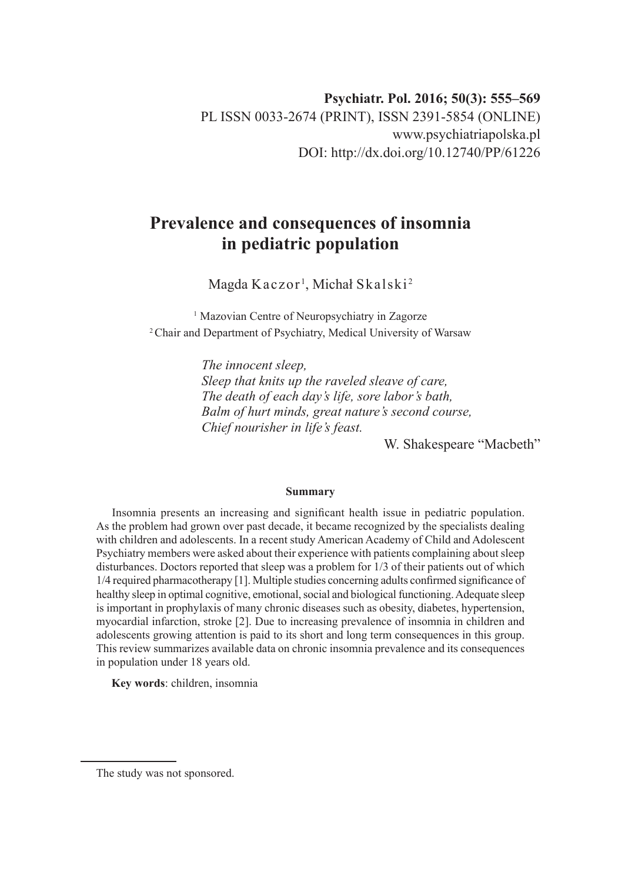Psychiatr. Pol. 2016; 50(3): 555–569
PL ISSN 0033-2674 (PRINT), ISSN 2391-5854 (ONLINE)
www.psychiatriapolska.pl
DOI: http://dx.doi.org/10.12740/PP/61226

# Prevalence and consequences of insomnia in pediatric population

Magda Kaczor[1], Michał Skalski[2]

[1] Mazovian Centre of Neuropsychiatry in Zagorze
[2] Chair and Department of Psychiatry, Medical University of Warsaw

*The innocent sleep,*
*Sleep that knits up the raveled sleave of care,*
*The death of each day's life, sore labor's bath,*
*Balm of hurt minds, great nature's second course,*
*Chief nourisher in life's feast.*

W. Shakespeare "Macbeth"

**Summary**

Insomnia presents an increasing and significant health issue in pediatric population. As the problem had grown over past decade, it became recognized by the specialists dealing with children and adolescents. In a recent study American Academy of Child and Adolescent Psychiatry members were asked about their experience with patients complaining about sleep disturbances. Doctors reported that sleep was a problem for 1/3 of their patients out of which 1/4 required pharmacotherapy [1]. Multiple studies concerning adults confirmed significance of healthy sleep in optimal cognitive, emotional, social and biological functioning. Adequate sleep is important in prophylaxis of many chronic diseases such as obesity, diabetes, hypertension, myocardial infarction, stroke [2]. Due to increasing prevalence of insomnia in children and adolescents growing attention is paid to its short and long term consequences in this group. This review summarizes available data on chronic insomnia prevalence and its consequences in population under 18 years old.

**Key words**: children, insomnia

---

The study was not sponsored.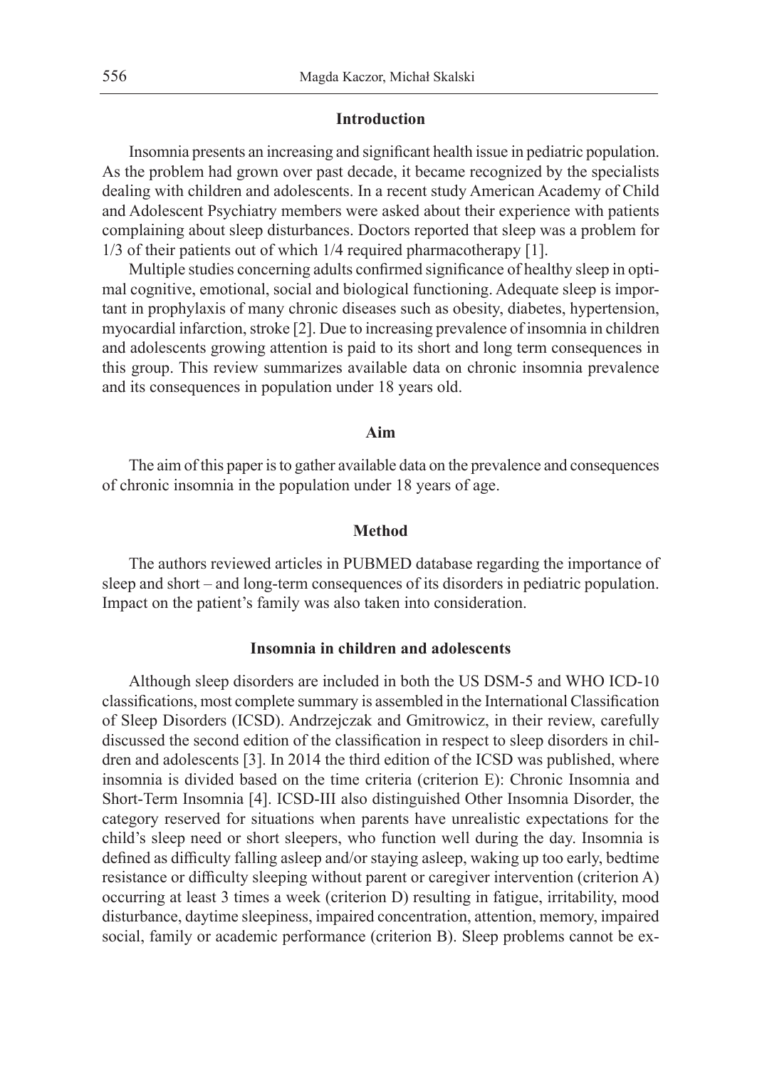## Introduction

Insomnia presents an increasing and significant health issue in pediatric population. As the problem had grown over past decade, it became recognized by the specialists dealing with children and adolescents. In a recent study American Academy of Child and Adolescent Psychiatry members were asked about their experience with patients complaining about sleep disturbances. Doctors reported that sleep was a problem for 1/3 of their patients out of which 1/4 required pharmacotherapy [1].

Multiple studies concerning adults confirmed significance of healthy sleep in optimal cognitive, emotional, social and biological functioning. Adequate sleep is important in prophylaxis of many chronic diseases such as obesity, diabetes, hypertension, myocardial infarction, stroke [2]. Due to increasing prevalence of insomnia in children and adolescents growing attention is paid to its short and long term consequences in this group. This review summarizes available data on chronic insomnia prevalence and its consequences in population under 18 years old.

## Aim

The aim of this paper is to gather available data on the prevalence and consequences of chronic insomnia in the population under 18 years of age.

## Method

The authors reviewed articles in PUBMED database regarding the importance of sleep and short – and long-term consequences of its disorders in pediatric population. Impact on the patient's family was also taken into consideration.

## Insomnia in children and adolescents

Although sleep disorders are included in both the US DSM-5 and WHO ICD-10 classifications, most complete summary is assembled in the International Classification of Sleep Disorders (ICSD). Andrzejczak and Gmitrowicz, in their review, carefully discussed the second edition of the classification in respect to sleep disorders in children and adolescents [3]. In 2014 the third edition of the ICSD was published, where insomnia is divided based on the time criteria (criterion E): Chronic Insomnia and Short-Term Insomnia [4]. ICSD-III also distinguished Other Insomnia Disorder, the category reserved for situations when parents have unrealistic expectations for the child's sleep need or short sleepers, who function well during the day. Insomnia is defined as difficulty falling asleep and/or staying asleep, waking up too early, bedtime resistance or difficulty sleeping without parent or caregiver intervention (criterion A) occurring at least 3 times a week (criterion D) resulting in fatigue, irritability, mood disturbance, daytime sleepiness, impaired concentration, attention, memory, impaired social, family or academic performance (criterion B). Sleep problems cannot be ex-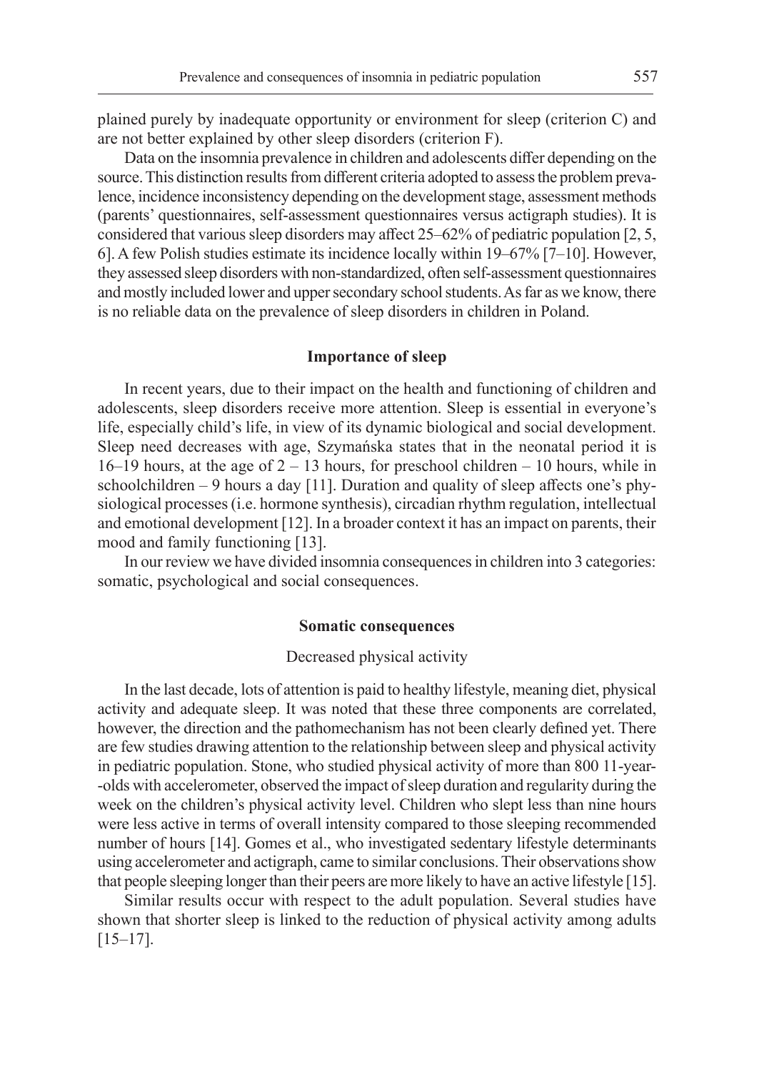plained purely by inadequate opportunity or environment for sleep (criterion C) and are not better explained by other sleep disorders (criterion F).

Data on the insomnia prevalence in children and adolescents differ depending on the source. This distinction results from different criteria adopted to assess the problem prevalence, incidence inconsistency depending on the development stage, assessment methods (parents' questionnaires, self-assessment questionnaires versus actigraph studies). It is considered that various sleep disorders may affect 25–62% of pediatric population [2, 5, 6]. A few Polish studies estimate its incidence locally within 19–67% [7–10]. However, they assessed sleep disorders with non-standardized, often self-assessment questionnaires and mostly included lower and upper secondary school students. As far as we know, there is no reliable data on the prevalence of sleep disorders in children in Poland.

## Importance of sleep

In recent years, due to their impact on the health and functioning of children and adolescents, sleep disorders receive more attention. Sleep is essential in everyone's life, especially child's life, in view of its dynamic biological and social development. Sleep need decreases with age, Szymańska states that in the neonatal period it is 16–19 hours, at the age of 2 – 13 hours, for preschool children – 10 hours, while in schoolchildren – 9 hours a day [11]. Duration and quality of sleep affects one's physiological processes (i.e. hormone synthesis), circadian rhythm regulation, intellectual and emotional development [12]. In a broader context it has an impact on parents, their mood and family functioning [13].

In our review we have divided insomnia consequences in children into 3 categories: somatic, psychological and social consequences.

## Somatic consequences

### Decreased physical activity

In the last decade, lots of attention is paid to healthy lifestyle, meaning diet, physical activity and adequate sleep. It was noted that these three components are correlated, however, the direction and the pathomechanism has not been clearly defined yet. There are few studies drawing attention to the relationship between sleep and physical activity in pediatric population. Stone, who studied physical activity of more than 800 11-year-olds with accelerometer, observed the impact of sleep duration and regularity during the week on the children's physical activity level. Children who slept less than nine hours were less active in terms of overall intensity compared to those sleeping recommended number of hours [14]. Gomes et al., who investigated sedentary lifestyle determinants using accelerometer and actigraph, came to similar conclusions. Their observations show that people sleeping longer than their peers are more likely to have an active lifestyle [15].

Similar results occur with respect to the adult population. Several studies have shown that shorter sleep is linked to the reduction of physical activity among adults [15–17].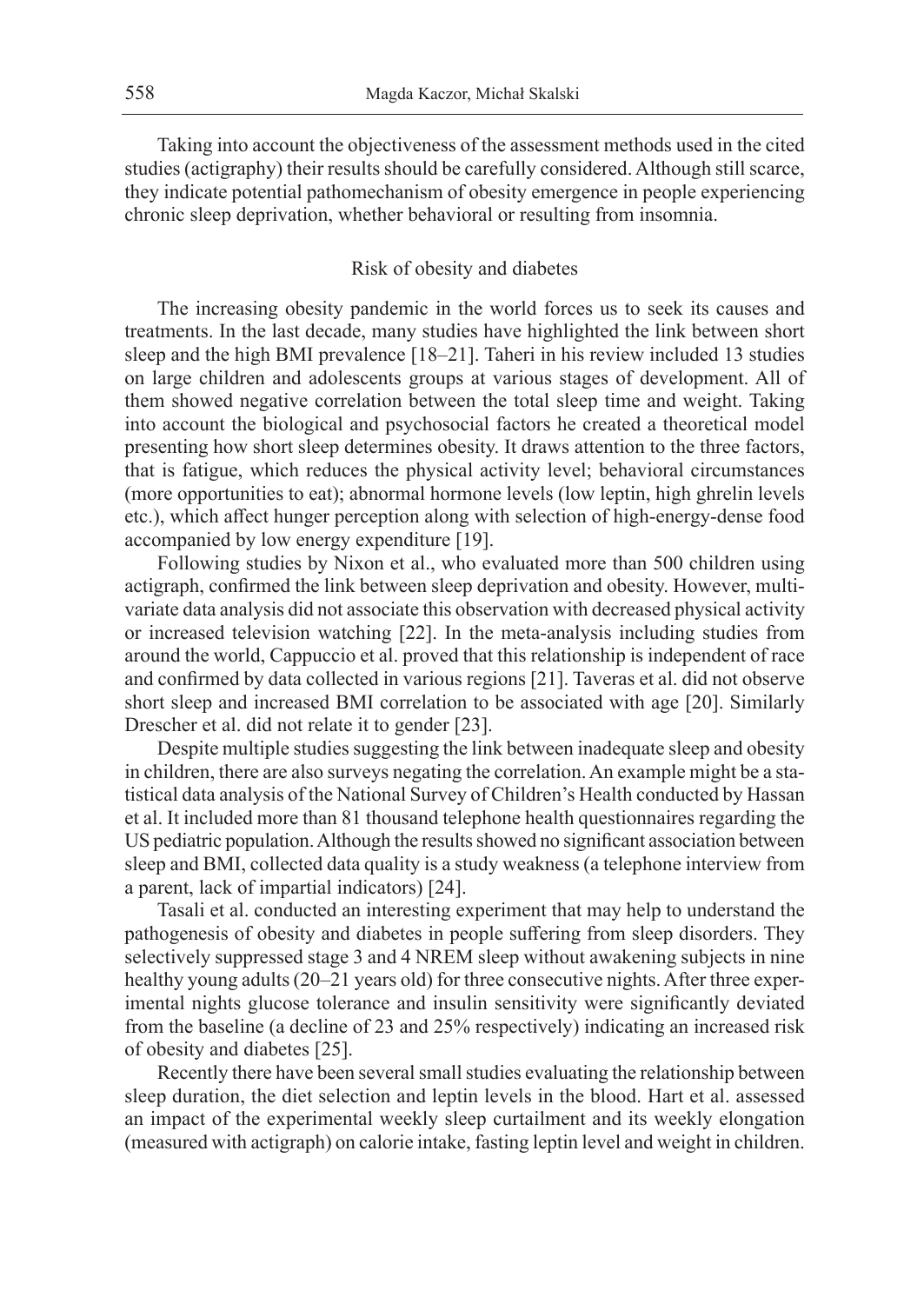Taking into account the objectiveness of the assessment methods used in the cited studies (actigraphy) their results should be carefully considered. Although still scarce, they indicate potential pathomechanism of obesity emergence in people experiencing chronic sleep deprivation, whether behavioral or resulting from insomnia.

## Risk of obesity and diabetes

The increasing obesity pandemic in the world forces us to seek its causes and treatments. In the last decade, many studies have highlighted the link between short sleep and the high BMI prevalence [18–21]. Taheri in his review included 13 studies on large children and adolescents groups at various stages of development. All of them showed negative correlation between the total sleep time and weight. Taking into account the biological and psychosocial factors he created a theoretical model presenting how short sleep determines obesity. It draws attention to the three factors, that is fatigue, which reduces the physical activity level; behavioral circumstances (more opportunities to eat); abnormal hormone levels (low leptin, high ghrelin levels etc.), which affect hunger perception along with selection of high-energy-dense food accompanied by low energy expenditure [19].

Following studies by Nixon et al., who evaluated more than 500 children using actigraph, confirmed the link between sleep deprivation and obesity. However, multivariate data analysis did not associate this observation with decreased physical activity or increased television watching [22]. In the meta-analysis including studies from around the world, Cappuccio et al. proved that this relationship is independent of race and confirmed by data collected in various regions [21]. Taveras et al. did not observe short sleep and increased BMI correlation to be associated with age [20]. Similarly Drescher et al. did not relate it to gender [23].

Despite multiple studies suggesting the link between inadequate sleep and obesity in children, there are also surveys negating the correlation. An example might be a statistical data analysis of the National Survey of Children's Health conducted by Hassan et al. It included more than 81 thousand telephone health questionnaires regarding the US pediatric population. Although the results showed no significant association between sleep and BMI, collected data quality is a study weakness (a telephone interview from a parent, lack of impartial indicators) [24].

Tasali et al. conducted an interesting experiment that may help to understand the pathogenesis of obesity and diabetes in people suffering from sleep disorders. They selectively suppressed stage 3 and 4 NREM sleep without awakening subjects in nine healthy young adults (20–21 years old) for three consecutive nights. After three experimental nights glucose tolerance and insulin sensitivity were significantly deviated from the baseline (a decline of 23 and 25% respectively) indicating an increased risk of obesity and diabetes [25].

Recently there have been several small studies evaluating the relationship between sleep duration, the diet selection and leptin levels in the blood. Hart et al. assessed an impact of the experimental weekly sleep curtailment and its weekly elongation (measured with actigraph) on calorie intake, fasting leptin level and weight in children.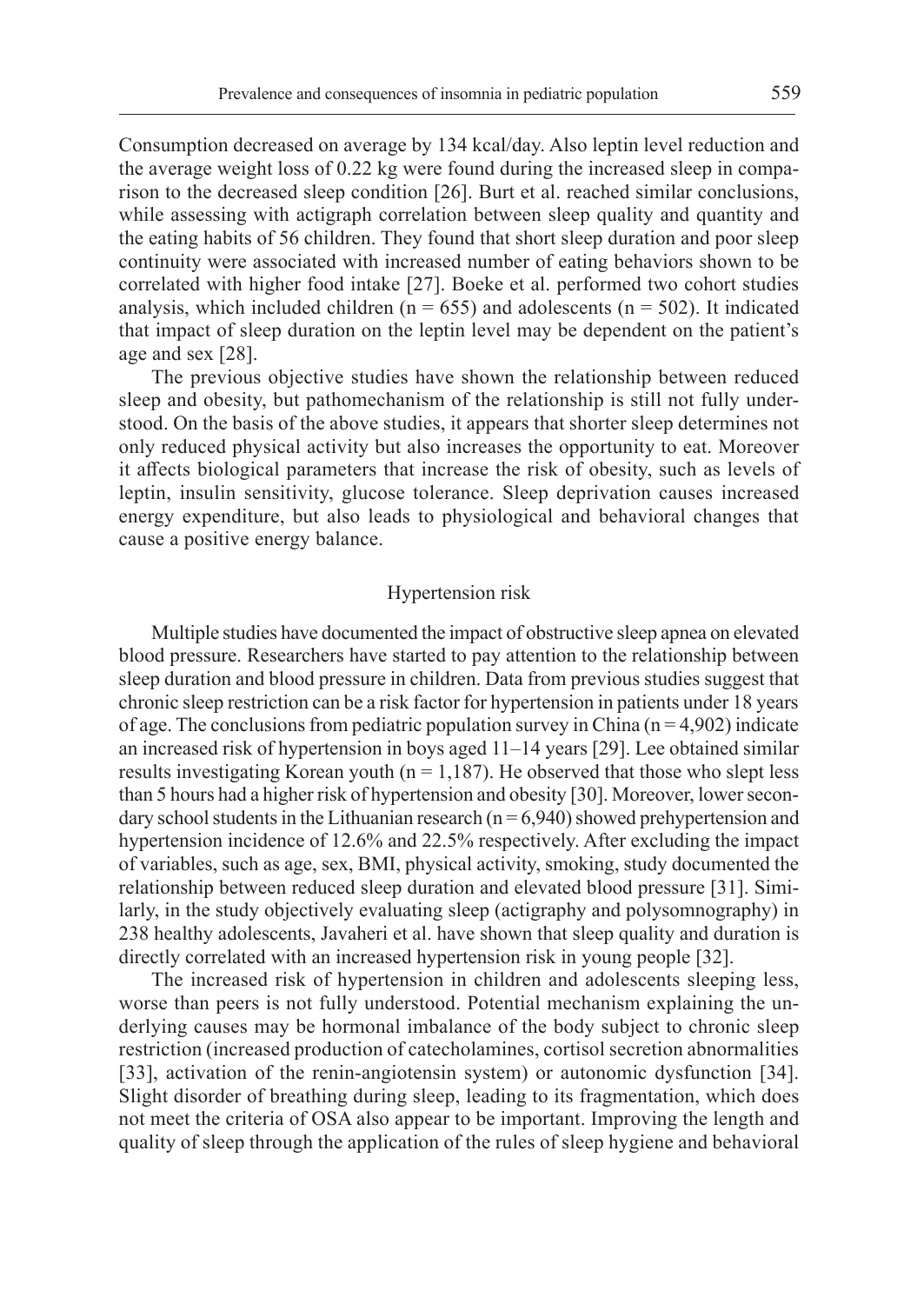Consumption decreased on average by 134 kcal/day. Also leptin level reduction and the average weight loss of 0.22 kg were found during the increased sleep in comparison to the decreased sleep condition [26]. Burt et al. reached similar conclusions, while assessing with actigraph correlation between sleep quality and quantity and the eating habits of 56 children. They found that short sleep duration and poor sleep continuity were associated with increased number of eating behaviors shown to be correlated with higher food intake [27]. Boeke et al. performed two cohort studies analysis, which included children (n = 655) and adolescents (n = 502). It indicated that impact of sleep duration on the leptin level may be dependent on the patient's age and sex [28].

The previous objective studies have shown the relationship between reduced sleep and obesity, but pathomechanism of the relationship is still not fully understood. On the basis of the above studies, it appears that shorter sleep determines not only reduced physical activity but also increases the opportunity to eat. Moreover it affects biological parameters that increase the risk of obesity, such as levels of leptin, insulin sensitivity, glucose tolerance. Sleep deprivation causes increased energy expenditure, but also leads to physiological and behavioral changes that cause a positive energy balance.

## Hypertension risk

Multiple studies have documented the impact of obstructive sleep apnea on elevated blood pressure. Researchers have started to pay attention to the relationship between sleep duration and blood pressure in children. Data from previous studies suggest that chronic sleep restriction can be a risk factor for hypertension in patients under 18 years of age. The conclusions from pediatric population survey in China (n = 4,902) indicate an increased risk of hypertension in boys aged 11–14 years [29]. Lee obtained similar results investigating Korean youth (n = 1,187). He observed that those who slept less than 5 hours had a higher risk of hypertension and obesity [30]. Moreover, lower secondary school students in the Lithuanian research (n = 6,940) showed prehypertension and hypertension incidence of 12.6% and 22.5% respectively. After excluding the impact of variables, such as age, sex, BMI, physical activity, smoking, study documented the relationship between reduced sleep duration and elevated blood pressure [31]. Similarly, in the study objectively evaluating sleep (actigraphy and polysomnography) in 238 healthy adolescents, Javaheri et al. have shown that sleep quality and duration is directly correlated with an increased hypertension risk in young people [32].

The increased risk of hypertension in children and adolescents sleeping less, worse than peers is not fully understood. Potential mechanism explaining the underlying causes may be hormonal imbalance of the body subject to chronic sleep restriction (increased production of catecholamines, cortisol secretion abnormalities [33], activation of the renin-angiotensin system) or autonomic dysfunction [34]. Slight disorder of breathing during sleep, leading to its fragmentation, which does not meet the criteria of OSA also appear to be important. Improving the length and quality of sleep through the application of the rules of sleep hygiene and behavioral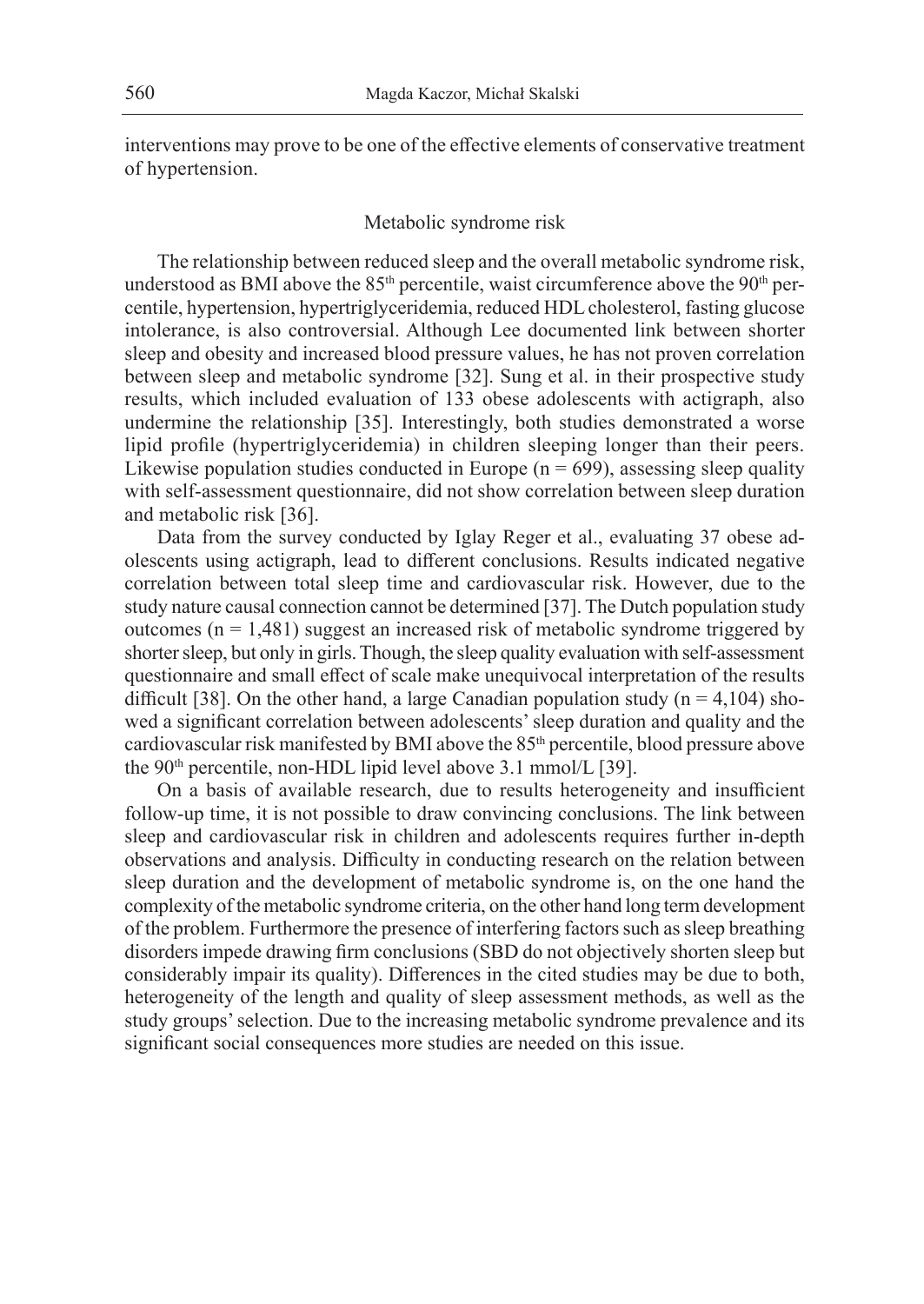interventions may prove to be one of the effective elements of conservative treatment of hypertension.

## Metabolic syndrome risk

The relationship between reduced sleep and the overall metabolic syndrome risk, understood as BMI above the 85th percentile, waist circumference above the 90th percentile, hypertension, hypertriglyceridemia, reduced HDL cholesterol, fasting glucose intolerance, is also controversial. Although Lee documented link between shorter sleep and obesity and increased blood pressure values, he has not proven correlation between sleep and metabolic syndrome [32]. Sung et al. in their prospective study results, which included evaluation of 133 obese adolescents with actigraph, also undermine the relationship [35]. Interestingly, both studies demonstrated a worse lipid profile (hypertriglyceridemia) in children sleeping longer than their peers. Likewise population studies conducted in Europe ($n = 699$), assessing sleep quality with self-assessment questionnaire, did not show correlation between sleep duration and metabolic risk [36].

Data from the survey conducted by Iglay Reger et al., evaluating 37 obese adolescents using actigraph, lead to different conclusions. Results indicated negative correlation between total sleep time and cardiovascular risk. However, due to the study nature causal connection cannot be determined [37]. The Dutch population study outcomes ($n = 1{,}481$) suggest an increased risk of metabolic syndrome triggered by shorter sleep, but only in girls. Though, the sleep quality evaluation with self-assessment questionnaire and small effect of scale make unequivocal interpretation of the results difficult [38]. On the other hand, a large Canadian population study ($n = 4{,}104$) showed a significant correlation between adolescents' sleep duration and quality and the cardiovascular risk manifested by BMI above the 85th percentile, blood pressure above the 90th percentile, non-HDL lipid level above 3.1 mmol/L [39].

On a basis of available research, due to results heterogeneity and insufficient follow-up time, it is not possible to draw convincing conclusions. The link between sleep and cardiovascular risk in children and adolescents requires further in-depth observations and analysis. Difficulty in conducting research on the relation between sleep duration and the development of metabolic syndrome is, on the one hand the complexity of the metabolic syndrome criteria, on the other hand long term development of the problem. Furthermore the presence of interfering factors such as sleep breathing disorders impede drawing firm conclusions (SBD do not objectively shorten sleep but considerably impair its quality). Differences in the cited studies may be due to both, heterogeneity of the length and quality of sleep assessment methods, as well as the study groups' selection. Due to the increasing metabolic syndrome prevalence and its significant social consequences more studies are needed on this issue.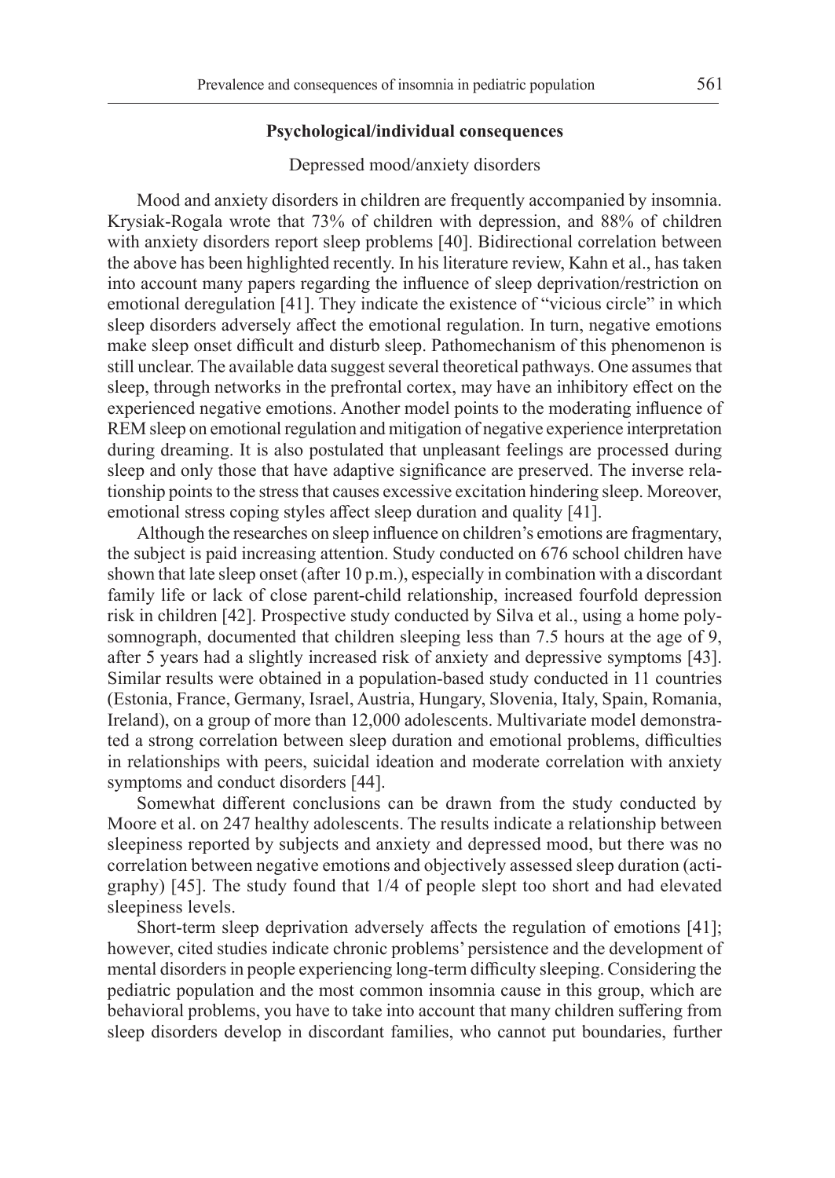## Psychological/individual consequences

### Depressed mood/anxiety disorders

Mood and anxiety disorders in children are frequently accompanied by insomnia. Krysiak-Rogala wrote that 73% of children with depression, and 88% of children with anxiety disorders report sleep problems [40]. Bidirectional correlation between the above has been highlighted recently. In his literature review, Kahn et al., has taken into account many papers regarding the influence of sleep deprivation/restriction on emotional deregulation [41]. They indicate the existence of "vicious circle" in which sleep disorders adversely affect the emotional regulation. In turn, negative emotions make sleep onset difficult and disturb sleep. Pathomechanism of this phenomenon is still unclear. The available data suggest several theoretical pathways. One assumes that sleep, through networks in the prefrontal cortex, may have an inhibitory effect on the experienced negative emotions. Another model points to the moderating influence of REM sleep on emotional regulation and mitigation of negative experience interpretation during dreaming. It is also postulated that unpleasant feelings are processed during sleep and only those that have adaptive significance are preserved. The inverse relationship points to the stress that causes excessive excitation hindering sleep. Moreover, emotional stress coping styles affect sleep duration and quality [41].

Although the researches on sleep influence on children's emotions are fragmentary, the subject is paid increasing attention. Study conducted on 676 school children have shown that late sleep onset (after 10 p.m.), especially in combination with a discordant family life or lack of close parent-child relationship, increased fourfold depression risk in children [42]. Prospective study conducted by Silva et al., using a home polysomnograph, documented that children sleeping less than 7.5 hours at the age of 9, after 5 years had a slightly increased risk of anxiety and depressive symptoms [43]. Similar results were obtained in a population-based study conducted in 11 countries (Estonia, France, Germany, Israel, Austria, Hungary, Slovenia, Italy, Spain, Romania, Ireland), on a group of more than 12,000 adolescents. Multivariate model demonstrated a strong correlation between sleep duration and emotional problems, difficulties in relationships with peers, suicidal ideation and moderate correlation with anxiety symptoms and conduct disorders [44].

Somewhat different conclusions can be drawn from the study conducted by Moore et al. on 247 healthy adolescents. The results indicate a relationship between sleepiness reported by subjects and anxiety and depressed mood, but there was no correlation between negative emotions and objectively assessed sleep duration (actigraphy) [45]. The study found that 1/4 of people slept too short and had elevated sleepiness levels.

Short-term sleep deprivation adversely affects the regulation of emotions [41]; however, cited studies indicate chronic problems' persistence and the development of mental disorders in people experiencing long-term difficulty sleeping. Considering the pediatric population and the most common insomnia cause in this group, which are behavioral problems, you have to take into account that many children suffering from sleep disorders develop in discordant families, who cannot put boundaries, further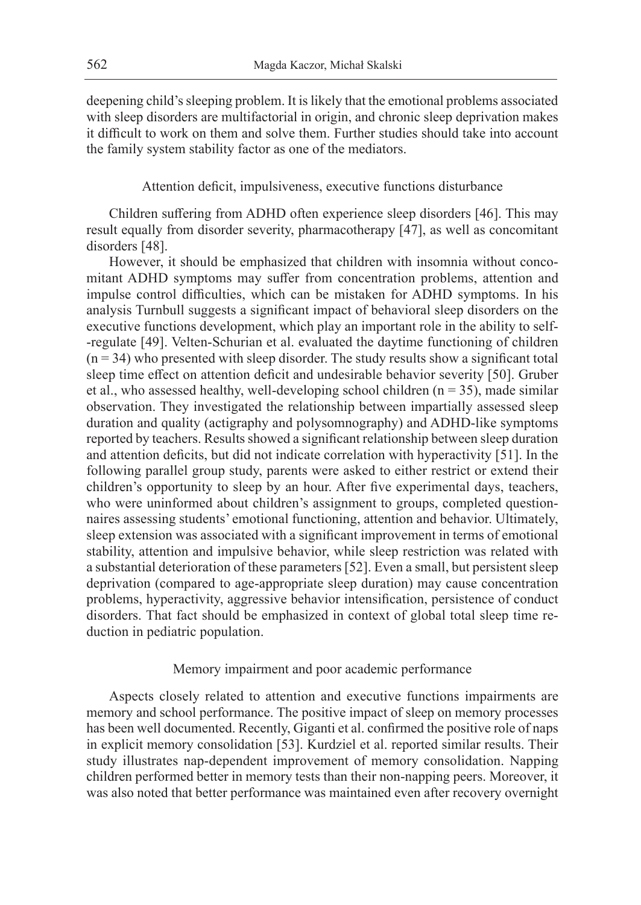deepening child's sleeping problem. It is likely that the emotional problems associated with sleep disorders are multifactorial in origin, and chronic sleep deprivation makes it difficult to work on them and solve them. Further studies should take into account the family system stability factor as one of the mediators.

### Attention deficit, impulsiveness, executive functions disturbance

Children suffering from ADHD often experience sleep disorders [46]. This may result equally from disorder severity, pharmacotherapy [47], as well as concomitant disorders [48].

However, it should be emphasized that children with insomnia without concomitant ADHD symptoms may suffer from concentration problems, attention and impulse control difficulties, which can be mistaken for ADHD symptoms. In his analysis Turnbull suggests a significant impact of behavioral sleep disorders on the executive functions development, which play an important role in the ability to self-regulate [49]. Velten-Schurian et al. evaluated the daytime functioning of children (n = 34) who presented with sleep disorder. The study results show a significant total sleep time effect on attention deficit and undesirable behavior severity [50]. Gruber et al., who assessed healthy, well-developing school children (n = 35), made similar observation. They investigated the relationship between impartially assessed sleep duration and quality (actigraphy and polysomnography) and ADHD-like symptoms reported by teachers. Results showed a significant relationship between sleep duration and attention deficits, but did not indicate correlation with hyperactivity [51]. In the following parallel group study, parents were asked to either restrict or extend their children's opportunity to sleep by an hour. After five experimental days, teachers, who were uninformed about children's assignment to groups, completed questionnaires assessing students' emotional functioning, attention and behavior. Ultimately, sleep extension was associated with a significant improvement in terms of emotional stability, attention and impulsive behavior, while sleep restriction was related with a substantial deterioration of these parameters [52]. Even a small, but persistent sleep deprivation (compared to age-appropriate sleep duration) may cause concentration problems, hyperactivity, aggressive behavior intensification, persistence of conduct disorders. That fact should be emphasized in context of global total sleep time reduction in pediatric population.

### Memory impairment and poor academic performance

Aspects closely related to attention and executive functions impairments are memory and school performance. The positive impact of sleep on memory processes has been well documented. Recently, Giganti et al. confirmed the positive role of naps in explicit memory consolidation [53]. Kurdziel et al. reported similar results. Their study illustrates nap-dependent improvement of memory consolidation. Napping children performed better in memory tests than their non-napping peers. Moreover, it was also noted that better performance was maintained even after recovery overnight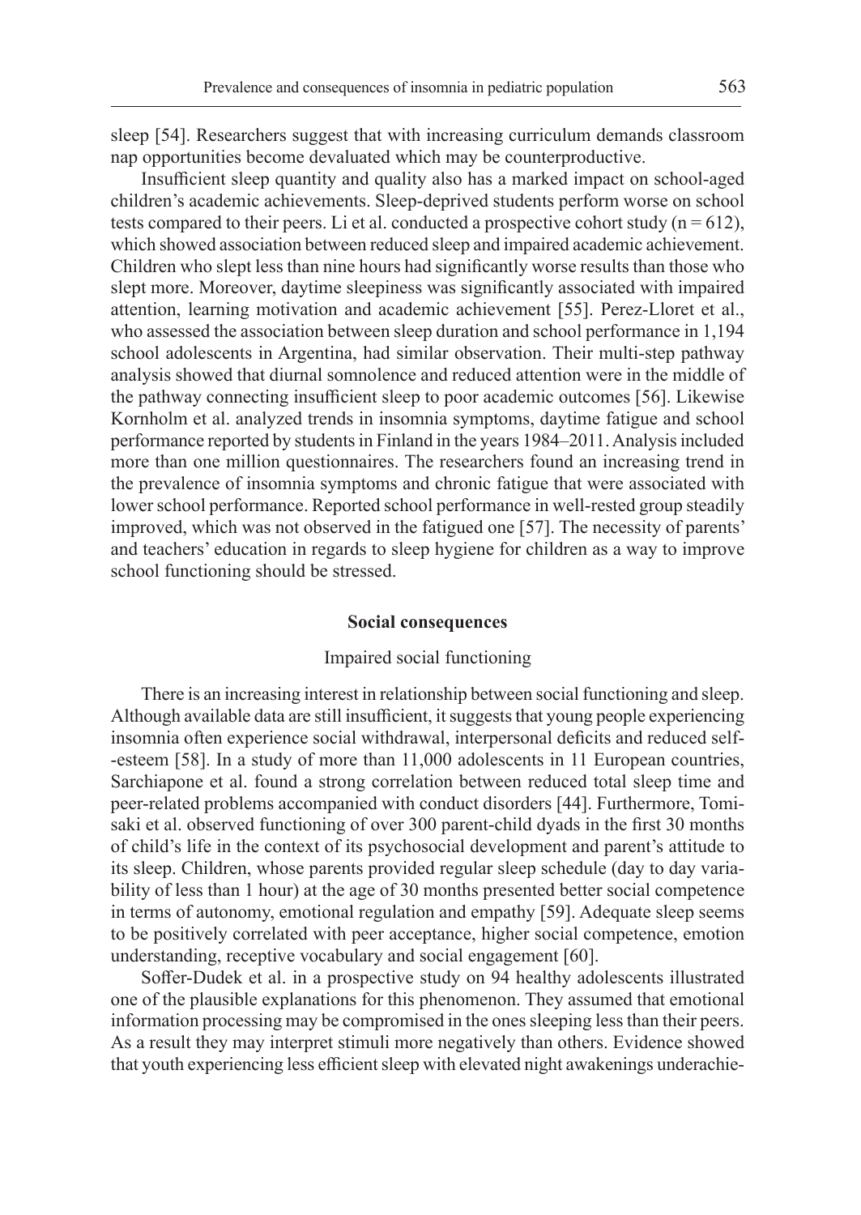sleep [54]. Researchers suggest that with increasing curriculum demands classroom nap opportunities become devaluated which may be counterproductive.

Insufficient sleep quantity and quality also has a marked impact on school-aged children's academic achievements. Sleep-deprived students perform worse on school tests compared to their peers. Li et al. conducted a prospective cohort study (n = 612), which showed association between reduced sleep and impaired academic achievement. Children who slept less than nine hours had significantly worse results than those who slept more. Moreover, daytime sleepiness was significantly associated with impaired attention, learning motivation and academic achievement [55]. Perez-Lloret et al., who assessed the association between sleep duration and school performance in 1,194 school adolescents in Argentina, had similar observation. Their multi-step pathway analysis showed that diurnal somnolence and reduced attention were in the middle of the pathway connecting insufficient sleep to poor academic outcomes [56]. Likewise Kornholm et al. analyzed trends in insomnia symptoms, daytime fatigue and school performance reported by students in Finland in the years 1984–2011. Analysis included more than one million questionnaires. The researchers found an increasing trend in the prevalence of insomnia symptoms and chronic fatigue that were associated with lower school performance. Reported school performance in well-rested group steadily improved, which was not observed in the fatigued one [57]. The necessity of parents' and teachers' education in regards to sleep hygiene for children as a way to improve school functioning should be stressed.

## Social consequences

### Impaired social functioning

There is an increasing interest in relationship between social functioning and sleep. Although available data are still insufficient, it suggests that young people experiencing insomnia often experience social withdrawal, interpersonal deficits and reduced self--esteem [58]. In a study of more than 11,000 adolescents in 11 European countries, Sarchiapone et al. found a strong correlation between reduced total sleep time and peer-related problems accompanied with conduct disorders [44]. Furthermore, Tomisaki et al. observed functioning of over 300 parent-child dyads in the first 30 months of child's life in the context of its psychosocial development and parent's attitude to its sleep. Children, whose parents provided regular sleep schedule (day to day variability of less than 1 hour) at the age of 30 months presented better social competence in terms of autonomy, emotional regulation and empathy [59]. Adequate sleep seems to be positively correlated with peer acceptance, higher social competence, emotion understanding, receptive vocabulary and social engagement [60].

Soffer-Dudek et al. in a prospective study on 94 healthy adolescents illustrated one of the plausible explanations for this phenomenon. They assumed that emotional information processing may be compromised in the ones sleeping less than their peers. As a result they may interpret stimuli more negatively than others. Evidence showed that youth experiencing less efficient sleep with elevated night awakenings underachie-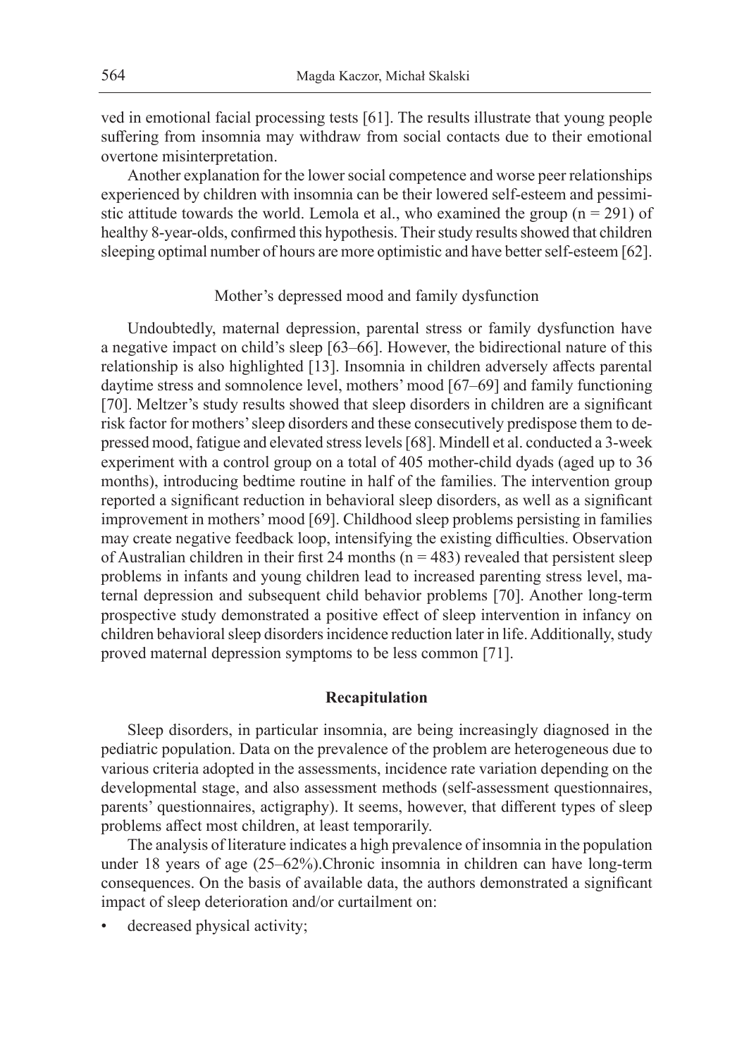ved in emotional facial processing tests [61]. The results illustrate that young people suffering from insomnia may withdraw from social contacts due to their emotional overtone misinterpretation.

Another explanation for the lower social competence and worse peer relationships experienced by children with insomnia can be their lowered self-esteem and pessimistic attitude towards the world. Lemola et al., who examined the group (n = 291) of healthy 8-year-olds, confirmed this hypothesis. Their study results showed that children sleeping optimal number of hours are more optimistic and have better self-esteem [62].

### Mother's depressed mood and family dysfunction

Undoubtedly, maternal depression, parental stress or family dysfunction have a negative impact on child's sleep [63–66]. However, the bidirectional nature of this relationship is also highlighted [13]. Insomnia in children adversely affects parental daytime stress and somnolence level, mothers' mood [67–69] and family functioning [70]. Meltzer's study results showed that sleep disorders in children are a significant risk factor for mothers' sleep disorders and these consecutively predispose them to depressed mood, fatigue and elevated stress levels [68]. Mindell et al. conducted a 3-week experiment with a control group on a total of 405 mother-child dyads (aged up to 36 months), introducing bedtime routine in half of the families. The intervention group reported a significant reduction in behavioral sleep disorders, as well as a significant improvement in mothers' mood [69]. Childhood sleep problems persisting in families may create negative feedback loop, intensifying the existing difficulties. Observation of Australian children in their first 24 months (n = 483) revealed that persistent sleep problems in infants and young children lead to increased parenting stress level, maternal depression and subsequent child behavior problems [70]. Another long-term prospective study demonstrated a positive effect of sleep intervention in infancy on children behavioral sleep disorders incidence reduction later in life. Additionally, study proved maternal depression symptoms to be less common [71].

## Recapitulation

Sleep disorders, in particular insomnia, are being increasingly diagnosed in the pediatric population. Data on the prevalence of the problem are heterogeneous due to various criteria adopted in the assessments, incidence rate variation depending on the developmental stage, and also assessment methods (self-assessment questionnaires, parents' questionnaires, actigraphy). It seems, however, that different types of sleep problems affect most children, at least temporarily.

The analysis of literature indicates a high prevalence of insomnia in the population under 18 years of age (25–62%).Chronic insomnia in children can have long-term consequences. On the basis of available data, the authors demonstrated a significant impact of sleep deterioration and/or curtailment on:

- decreased physical activity;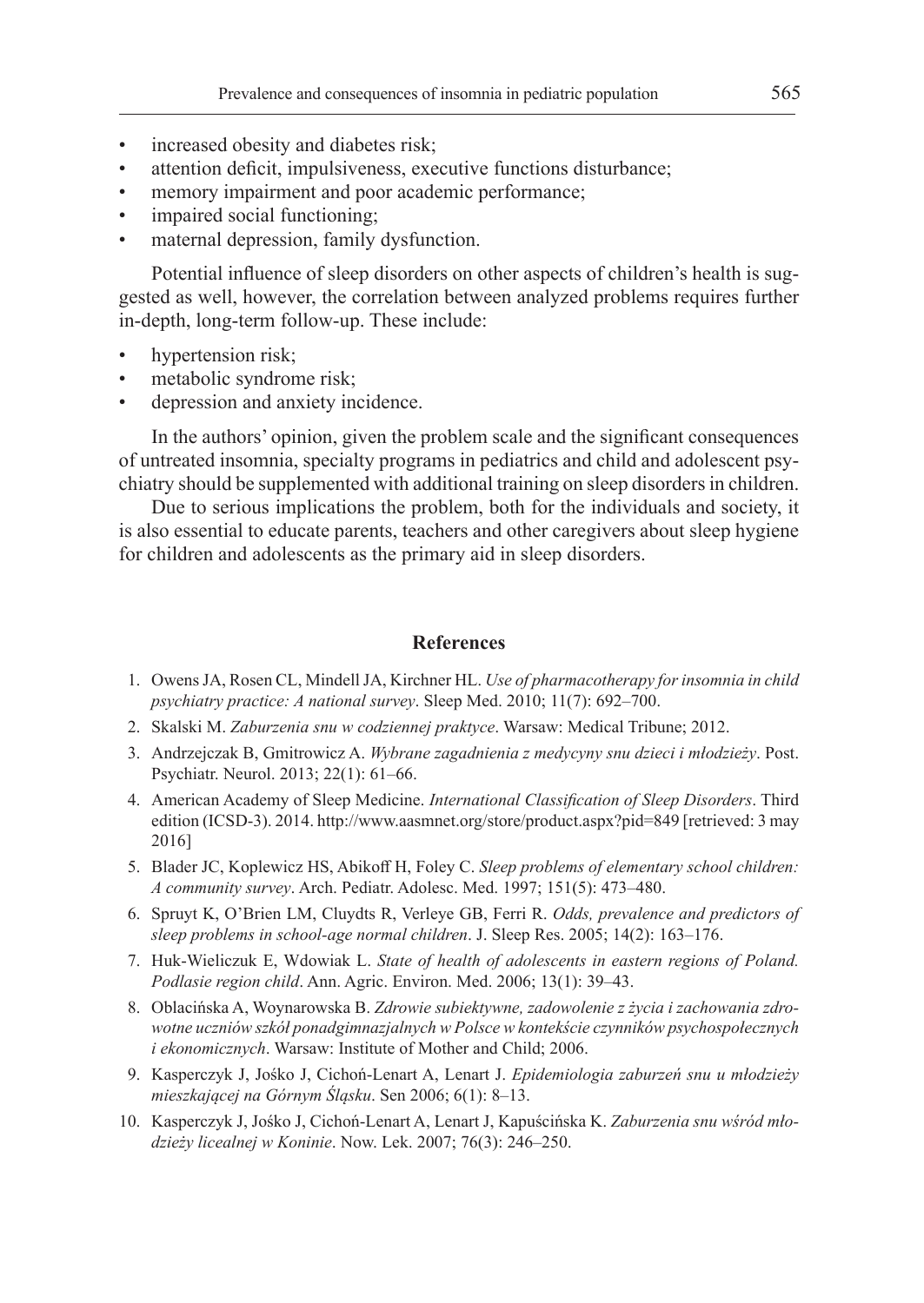- increased obesity and diabetes risk;
- attention deficit, impulsiveness, executive functions disturbance;
- memory impairment and poor academic performance;
- impaired social functioning;
- maternal depression, family dysfunction.

Potential influence of sleep disorders on other aspects of children's health is suggested as well, however, the correlation between analyzed problems requires further in-depth, long-term follow-up. These include:

- hypertension risk;
- metabolic syndrome risk;
- depression and anxiety incidence.

In the authors' opinion, given the problem scale and the significant consequences of untreated insomnia, specialty programs in pediatrics and child and adolescent psychiatry should be supplemented with additional training on sleep disorders in children.

Due to serious implications the problem, both for the individuals and society, it is also essential to educate parents, teachers and other caregivers about sleep hygiene for children and adolescents as the primary aid in sleep disorders.

## References

1. Owens JA, Rosen CL, Mindell JA, Kirchner HL. *Use of pharmacotherapy for insomnia in child psychiatry practice: A national survey*. Sleep Med. 2010; 11(7): 692–700.
2. Skalski M. *Zaburzenia snu w codziennej praktyce*. Warsaw: Medical Tribune; 2012.
3. Andrzejczak B, Gmitrowicz A. *Wybrane zagadnienia z medycyny snu dzieci i młodzieży*. Post. Psychiatr. Neurol. 2013; 22(1): 61–66.
4. American Academy of Sleep Medicine. *International Classification of Sleep Disorders*. Third edition (ICSD-3). 2014. http://www.aasmnet.org/store/product.aspx?pid=849 [retrieved: 3 may 2016]
5. Blader JC, Koplewicz HS, Abikoff H, Foley C. *Sleep problems of elementary school children: A community survey*. Arch. Pediatr. Adolesc. Med. 1997; 151(5): 473–480.
6. Spruyt K, O'Brien LM, Cluydts R, Verleye GB, Ferri R. *Odds, prevalence and predictors of sleep problems in school-age normal children*. J. Sleep Res. 2005; 14(2): 163–176.
7. Huk-Wieliczuk E, Wdowiak L. *State of health of adolescents in eastern regions of Poland. Podlasie region child*. Ann. Agric. Environ. Med. 2006; 13(1): 39–43.
8. Oblacińska A, Woynarowska B. *Zdrowie subiektywne, zadowolenie z życia i zachowania zdrowotne uczniów szkół ponadgimnazjalnych w Polsce w kontekście czynników psychospołecznych i ekonomicznych*. Warsaw: Institute of Mother and Child; 2006.
9. Kasperczyk J, Jośko J, Cichoń-Lenart A, Lenart J. *Epidemiologia zaburzeń snu u młodzieży mieszkającej na Górnym Śląsku*. Sen 2006; 6(1): 8–13.
10. Kasperczyk J, Jośko J, Cichoń-Lenart A, Lenart J, Kapuścińska K. *Zaburzenia snu wśród młodzieży licealnej w Koninie*. Now. Lek. 2007; 76(3): 246–250.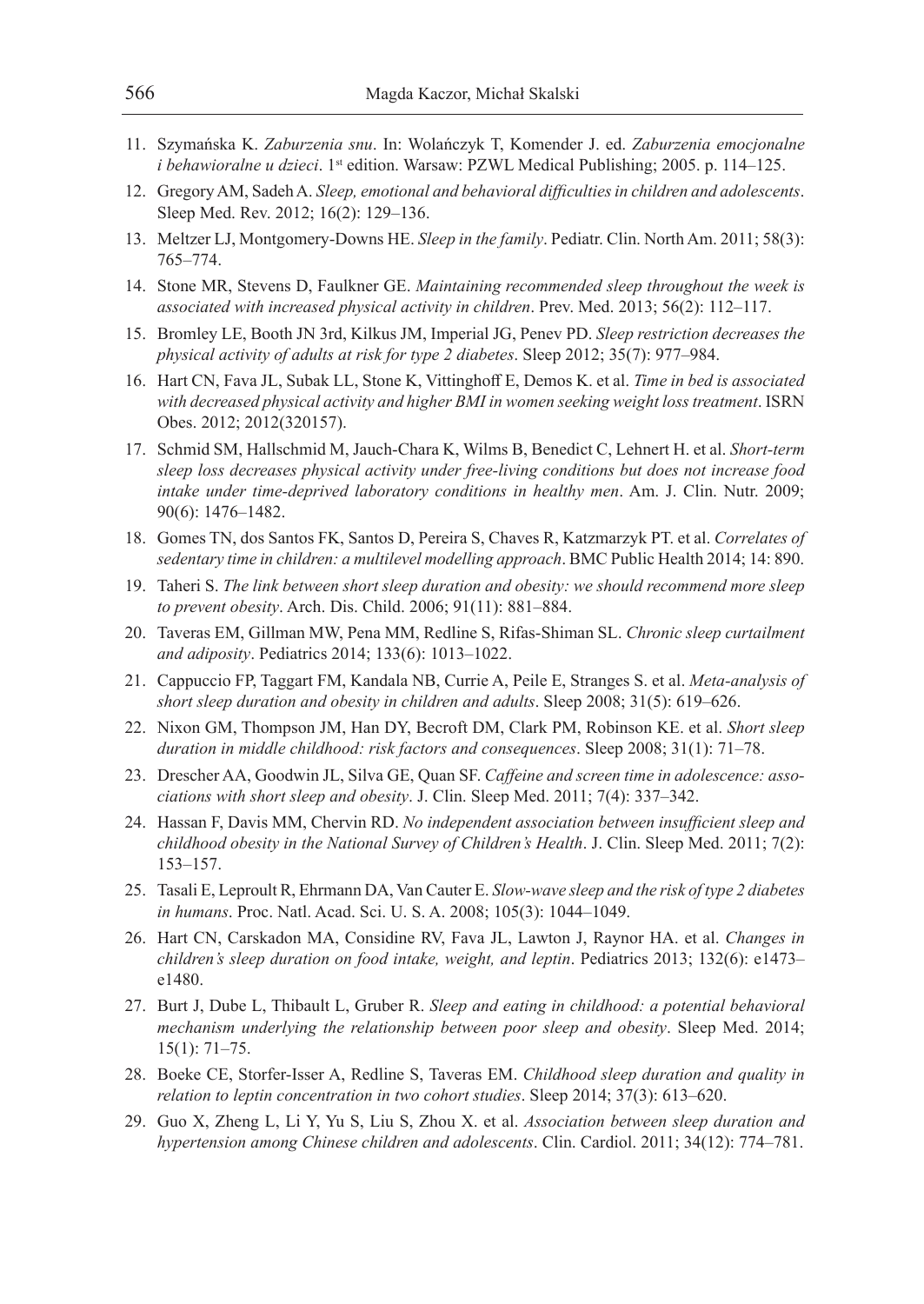11. Szymańska K. *Zaburzenia snu*. In: Wolańczyk T, Komender J. ed. *Zaburzenia emocjonalne i behawioralne u dzieci*. 1st edition. Warsaw: PZWL Medical Publishing; 2005. p. 114–125.
12. Gregory AM, Sadeh A. *Sleep, emotional and behavioral difficulties in children and adolescents*. Sleep Med. Rev. 2012; 16(2): 129–136.
13. Meltzer LJ, Montgomery-Downs HE. *Sleep in the family*. Pediatr. Clin. North Am. 2011; 58(3): 765–774.
14. Stone MR, Stevens D, Faulkner GE. *Maintaining recommended sleep throughout the week is associated with increased physical activity in children*. Prev. Med. 2013; 56(2): 112–117.
15. Bromley LE, Booth JN 3rd, Kilkus JM, Imperial JG, Penev PD. *Sleep restriction decreases the physical activity of adults at risk for type 2 diabetes*. Sleep 2012; 35(7): 977–984.
16. Hart CN, Fava JL, Subak LL, Stone K, Vittinghoff E, Demos K. et al. *Time in bed is associated with decreased physical activity and higher BMI in women seeking weight loss treatment*. ISRN Obes. 2012; 2012(320157).
17. Schmid SM, Hallschmid M, Jauch-Chara K, Wilms B, Benedict C, Lehnert H. et al. *Short-term sleep loss decreases physical activity under free-living conditions but does not increase food intake under time-deprived laboratory conditions in healthy men*. Am. J. Clin. Nutr. 2009; 90(6): 1476–1482.
18. Gomes TN, dos Santos FK, Santos D, Pereira S, Chaves R, Katzmarzyk PT. et al. *Correlates of sedentary time in children: a multilevel modelling approach*. BMC Public Health 2014; 14: 890.
19. Taheri S. *The link between short sleep duration and obesity: we should recommend more sleep to prevent obesity*. Arch. Dis. Child. 2006; 91(11): 881–884.
20. Taveras EM, Gillman MW, Pena MM, Redline S, Rifas-Shiman SL. *Chronic sleep curtailment and adiposity*. Pediatrics 2014; 133(6): 1013–1022.
21. Cappuccio FP, Taggart FM, Kandala NB, Currie A, Peile E, Stranges S. et al. *Meta-analysis of short sleep duration and obesity in children and adults*. Sleep 2008; 31(5): 619–626.
22. Nixon GM, Thompson JM, Han DY, Becroft DM, Clark PM, Robinson KE. et al. *Short sleep duration in middle childhood: risk factors and consequences*. Sleep 2008; 31(1): 71–78.
23. Drescher AA, Goodwin JL, Silva GE, Quan SF. *Caffeine and screen time in adolescence: associations with short sleep and obesity*. J. Clin. Sleep Med. 2011; 7(4): 337–342.
24. Hassan F, Davis MM, Chervin RD. *No independent association between insufficient sleep and childhood obesity in the National Survey of Children's Health*. J. Clin. Sleep Med. 2011; 7(2): 153–157.
25. Tasali E, Leproult R, Ehrmann DA, Van Cauter E. *Slow-wave sleep and the risk of type 2 diabetes in humans*. Proc. Natl. Acad. Sci. U. S. A. 2008; 105(3): 1044–1049.
26. Hart CN, Carskadon MA, Considine RV, Fava JL, Lawton J, Raynor HA. et al. *Changes in children's sleep duration on food intake, weight, and leptin*. Pediatrics 2013; 132(6): e1473–e1480.
27. Burt J, Dube L, Thibault L, Gruber R. *Sleep and eating in childhood: a potential behavioral mechanism underlying the relationship between poor sleep and obesity*. Sleep Med. 2014; 15(1): 71–75.
28. Boeke CE, Storfer-Isser A, Redline S, Taveras EM. *Childhood sleep duration and quality in relation to leptin concentration in two cohort studies*. Sleep 2014; 37(3): 613–620.
29. Guo X, Zheng L, Li Y, Yu S, Liu S, Zhou X. et al. *Association between sleep duration and hypertension among Chinese children and adolescents*. Clin. Cardiol. 2011; 34(12): 774–781.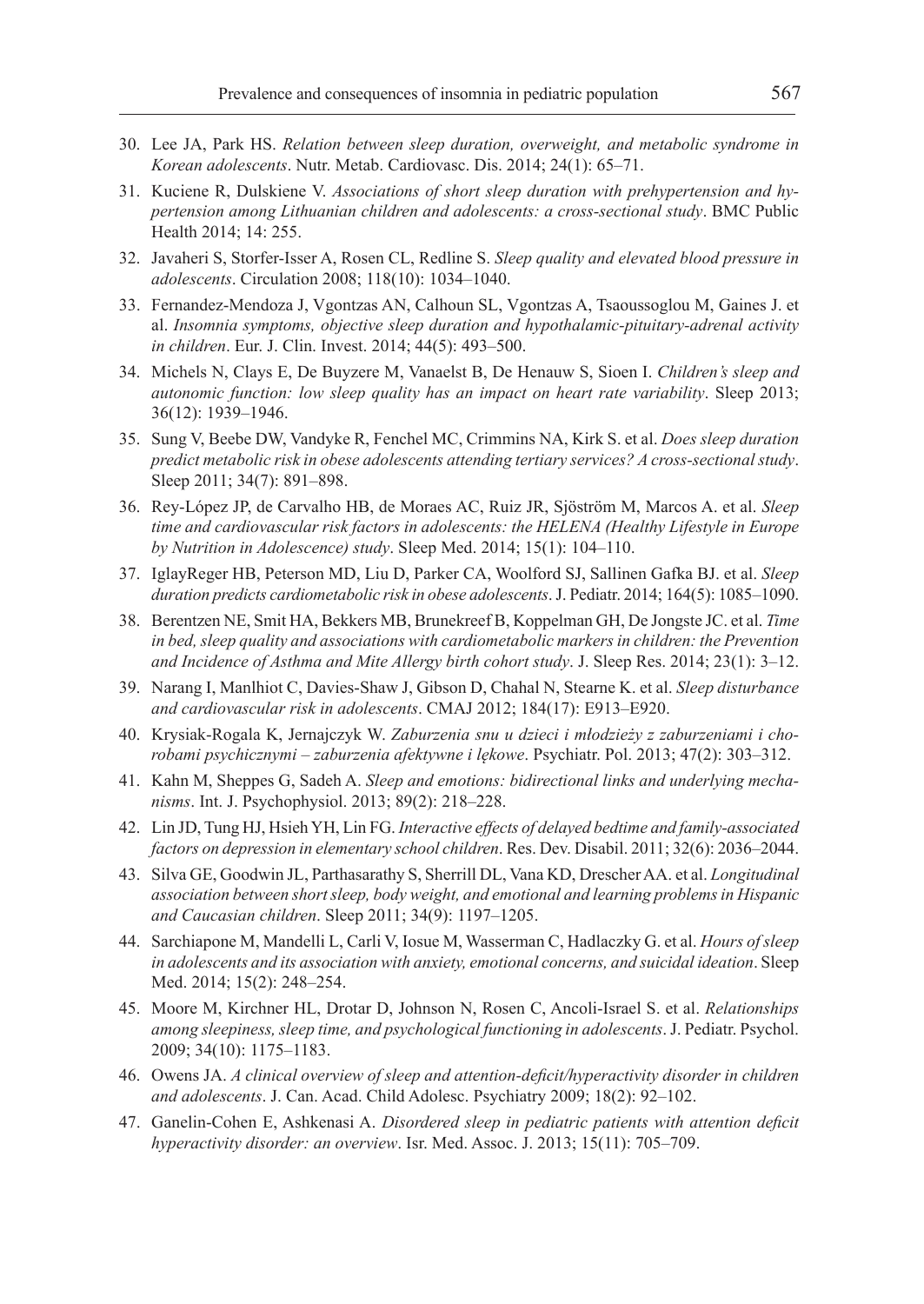30. Lee JA, Park HS. *Relation between sleep duration, overweight, and metabolic syndrome in Korean adolescents*. Nutr. Metab. Cardiovasc. Dis. 2014; 24(1): 65–71.
31. Kuciene R, Dulskiene V. *Associations of short sleep duration with prehypertension and hypertension among Lithuanian children and adolescents: a cross-sectional study*. BMC Public Health 2014; 14: 255.
32. Javaheri S, Storfer-Isser A, Rosen CL, Redline S. *Sleep quality and elevated blood pressure in adolescents*. Circulation 2008; 118(10): 1034–1040.
33. Fernandez-Mendoza J, Vgontzas AN, Calhoun SL, Vgontzas A, Tsaoussoglou M, Gaines J. et al. *Insomnia symptoms, objective sleep duration and hypothalamic-pituitary-adrenal activity in children*. Eur. J. Clin. Invest. 2014; 44(5): 493–500.
34. Michels N, Clays E, De Buyzere M, Vanaelst B, De Henauw S, Sioen I. *Children's sleep and autonomic function: low sleep quality has an impact on heart rate variability*. Sleep 2013; 36(12): 1939–1946.
35. Sung V, Beebe DW, Vandyke R, Fenchel MC, Crimmins NA, Kirk S. et al. *Does sleep duration predict metabolic risk in obese adolescents attending tertiary services? A cross-sectional study*. Sleep 2011; 34(7): 891–898.
36. Rey-López JP, de Carvalho HB, de Moraes AC, Ruiz JR, Sjöström M, Marcos A. et al. *Sleep time and cardiovascular risk factors in adolescents: the HELENA (Healthy Lifestyle in Europe by Nutrition in Adolescence) study*. Sleep Med. 2014; 15(1): 104–110.
37. IglayReger HB, Peterson MD, Liu D, Parker CA, Woolford SJ, Sallinen Gafka BJ. et al. *Sleep duration predicts cardiometabolic risk in obese adolescents*. J. Pediatr. 2014; 164(5): 1085–1090.
38. Berentzen NE, Smit HA, Bekkers MB, Brunekreef B, Koppelman GH, De Jongste JC. et al. *Time in bed, sleep quality and associations with cardiometabolic markers in children: the Prevention and Incidence of Asthma and Mite Allergy birth cohort study*. J. Sleep Res. 2014; 23(1): 3–12.
39. Narang I, Manlhiot C, Davies-Shaw J, Gibson D, Chahal N, Stearne K. et al. *Sleep disturbance and cardiovascular risk in adolescents*. CMAJ 2012; 184(17): E913–E920.
40. Krysiak-Rogala K, Jernajczyk W. *Zaburzenia snu u dzieci i młodzieży z zaburzeniami i chorobami psychicznymi – zaburzenia afektywne i lękowe*. Psychiatr. Pol. 2013; 47(2): 303–312.
41. Kahn M, Sheppes G, Sadeh A. *Sleep and emotions: bidirectional links and underlying mechanisms*. Int. J. Psychophysiol. 2013; 89(2): 218–228.
42. Lin JD, Tung HJ, Hsieh YH, Lin FG. *Interactive effects of delayed bedtime and family-associated factors on depression in elementary school children*. Res. Dev. Disabil. 2011; 32(6): 2036–2044.
43. Silva GE, Goodwin JL, Parthasarathy S, Sherrill DL, Vana KD, Drescher AA. et al. *Longitudinal association between short sleep, body weight, and emotional and learning problems in Hispanic and Caucasian children*. Sleep 2011; 34(9): 1197–1205.
44. Sarchiapone M, Mandelli L, Carli V, Iosue M, Wasserman C, Hadlaczky G. et al. *Hours of sleep in adolescents and its association with anxiety, emotional concerns, and suicidal ideation*. Sleep Med. 2014; 15(2): 248–254.
45. Moore M, Kirchner HL, Drotar D, Johnson N, Rosen C, Ancoli-Israel S. et al. *Relationships among sleepiness, sleep time, and psychological functioning in adolescents*. J. Pediatr. Psychol. 2009; 34(10): 1175–1183.
46. Owens JA. *A clinical overview of sleep and attention-deficit/hyperactivity disorder in children and adolescents*. J. Can. Acad. Child Adolesc. Psychiatry 2009; 18(2): 92–102.
47. Ganelin-Cohen E, Ashkenasi A. *Disordered sleep in pediatric patients with attention deficit hyperactivity disorder: an overview*. Isr. Med. Assoc. J. 2013; 15(11): 705–709.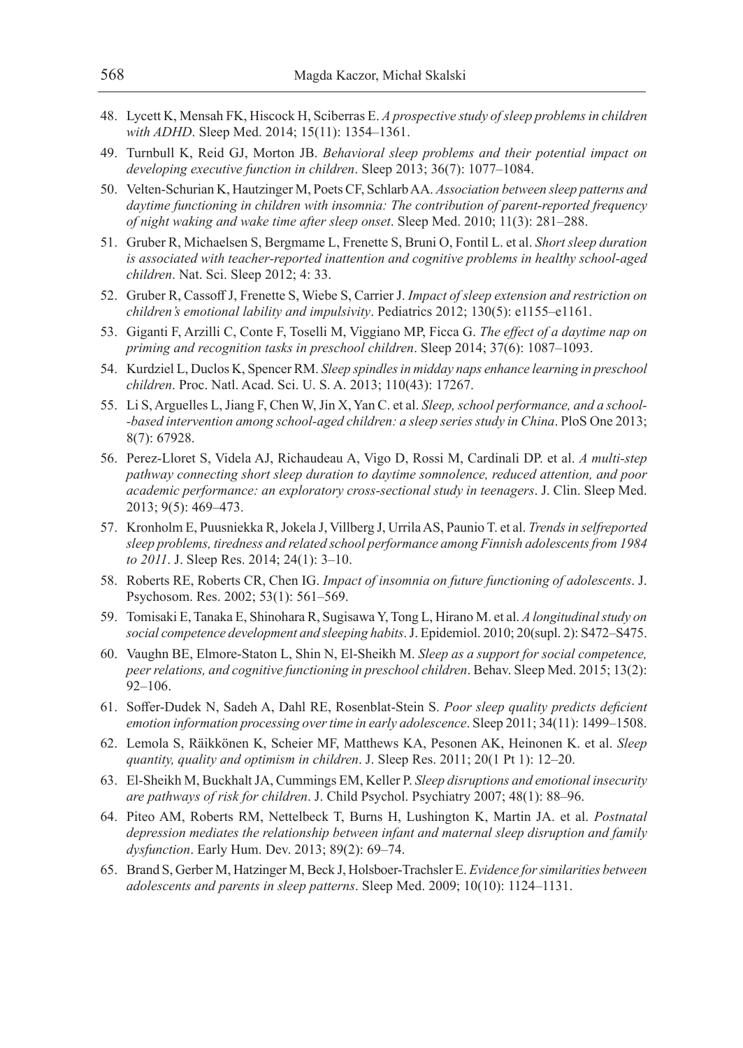48. Lycett K, Mensah FK, Hiscock H, Sciberras E. *A prospective study of sleep problems in children with ADHD*. Sleep Med. 2014; 15(11): 1354–1361.
49. Turnbull K, Reid GJ, Morton JB. *Behavioral sleep problems and their potential impact on developing executive function in children*. Sleep 2013; 36(7): 1077–1084.
50. Velten-Schurian K, Hautzinger M, Poets CF, Schlarb AA. *Association between sleep patterns and daytime functioning in children with insomnia: The contribution of parent-reported frequency of night waking and wake time after sleep onset*. Sleep Med. 2010; 11(3): 281–288.
51. Gruber R, Michaelsen S, Bergmame L, Frenette S, Bruni O, Fontil L. et al. *Short sleep duration is associated with teacher-reported inattention and cognitive problems in healthy school-aged children*. Nat. Sci. Sleep 2012; 4: 33.
52. Gruber R, Cassoff J, Frenette S, Wiebe S, Carrier J. *Impact of sleep extension and restriction on children's emotional lability and impulsivity*. Pediatrics 2012; 130(5): e1155–e1161.
53. Giganti F, Arzilli C, Conte F, Toselli M, Viggiano MP, Ficca G. *The effect of a daytime nap on priming and recognition tasks in preschool children*. Sleep 2014; 37(6): 1087–1093.
54. Kurdziel L, Duclos K, Spencer RM. *Sleep spindles in midday naps enhance learning in preschool children*. Proc. Natl. Acad. Sci. U. S. A. 2013; 110(43): 17267.
55. Li S, Arguelles L, Jiang F, Chen W, Jin X, Yan C. et al. *Sleep, school performance, and a school--based intervention among school-aged children: a sleep series study in China*. PloS One 2013; 8(7): 67928.
56. Perez-Lloret S, Videla AJ, Richaudeau A, Vigo D, Rossi M, Cardinali DP. et al. *A multi-step pathway connecting short sleep duration to daytime somnolence, reduced attention, and poor academic performance: an exploratory cross-sectional study in teenagers*. J. Clin. Sleep Med. 2013; 9(5): 469–473.
57. Kronholm E, Puusniekka R, Jokela J, Villberg J, Urrila AS, Paunio T. et al. *Trends in selfreported sleep problems, tiredness and related school performance among Finnish adolescents from 1984 to 2011*. J. Sleep Res. 2014; 24(1): 3–10.
58. Roberts RE, Roberts CR, Chen IG. *Impact of insomnia on future functioning of adolescents*. J. Psychosom. Res. 2002; 53(1): 561–569.
59. Tomisaki E, Tanaka E, Shinohara R, Sugisawa Y, Tong L, Hirano M. et al. *A longitudinal study on social competence development and sleeping habits*. J. Epidemiol. 2010; 20(supl. 2): S472–S475.
60. Vaughn BE, Elmore-Staton L, Shin N, El-Sheikh M. *Sleep as a support for social competence, peer relations, and cognitive functioning in preschool children*. Behav. Sleep Med. 2015; 13(2): 92–106.
61. Soffer-Dudek N, Sadeh A, Dahl RE, Rosenblat-Stein S. *Poor sleep quality predicts deficient emotion information processing over time in early adolescence*. Sleep 2011; 34(11): 1499–1508.
62. Lemola S, Räikkönen K, Scheier MF, Matthews KA, Pesonen AK, Heinonen K. et al. *Sleep quantity, quality and optimism in children*. J. Sleep Res. 2011; 20(1 Pt 1): 12–20.
63. El-Sheikh M, Buckhalt JA, Cummings EM, Keller P. *Sleep disruptions and emotional insecurity are pathways of risk for children*. J. Child Psychol. Psychiatry 2007; 48(1): 88–96.
64. Piteo AM, Roberts RM, Nettelbeck T, Burns H, Lushington K, Martin JA. et al. *Postnatal depression mediates the relationship between infant and maternal sleep disruption and family dysfunction*. Early Hum. Dev. 2013; 89(2): 69–74.
65. Brand S, Gerber M, Hatzinger M, Beck J, Holsboer-Trachsler E. *Evidence for similarities between adolescents and parents in sleep patterns*. Sleep Med. 2009; 10(10): 1124–1131.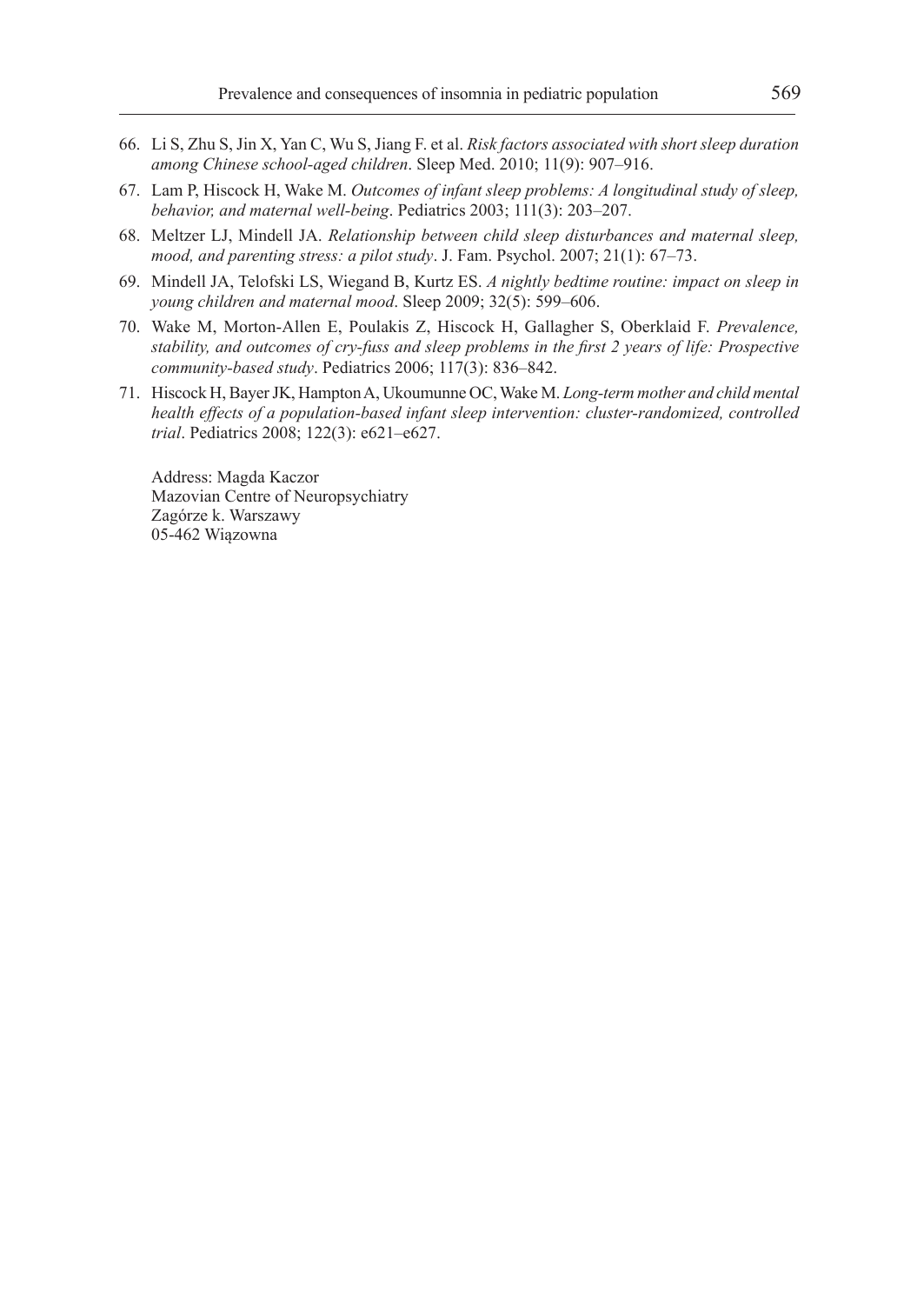66. Li S, Zhu S, Jin X, Yan C, Wu S, Jiang F. et al. *Risk factors associated with short sleep duration among Chinese school-aged children*. Sleep Med. 2010; 11(9): 907–916.
67. Lam P, Hiscock H, Wake M. *Outcomes of infant sleep problems: A longitudinal study of sleep, behavior, and maternal well-being*. Pediatrics 2003; 111(3): 203–207.
68. Meltzer LJ, Mindell JA. *Relationship between child sleep disturbances and maternal sleep, mood, and parenting stress: a pilot study*. J. Fam. Psychol. 2007; 21(1): 67–73.
69. Mindell JA, Telofski LS, Wiegand B, Kurtz ES. *A nightly bedtime routine: impact on sleep in young children and maternal mood*. Sleep 2009; 32(5): 599–606.
70. Wake M, Morton-Allen E, Poulakis Z, Hiscock H, Gallagher S, Oberklaid F. *Prevalence, stability, and outcomes of cry-fuss and sleep problems in the first 2 years of life: Prospective community-based study*. Pediatrics 2006; 117(3): 836–842.
71. Hiscock H, Bayer JK, Hampton A, Ukoumunne OC, Wake M. *Long-term mother and child mental health effects of a population-based infant sleep intervention: cluster-randomized, controlled trial*. Pediatrics 2008; 122(3): e621–e627.

Address: Magda Kaczor
Mazovian Centre of Neuropsychiatry
Zagórze k. Warszawy
05-462 Wiązowna